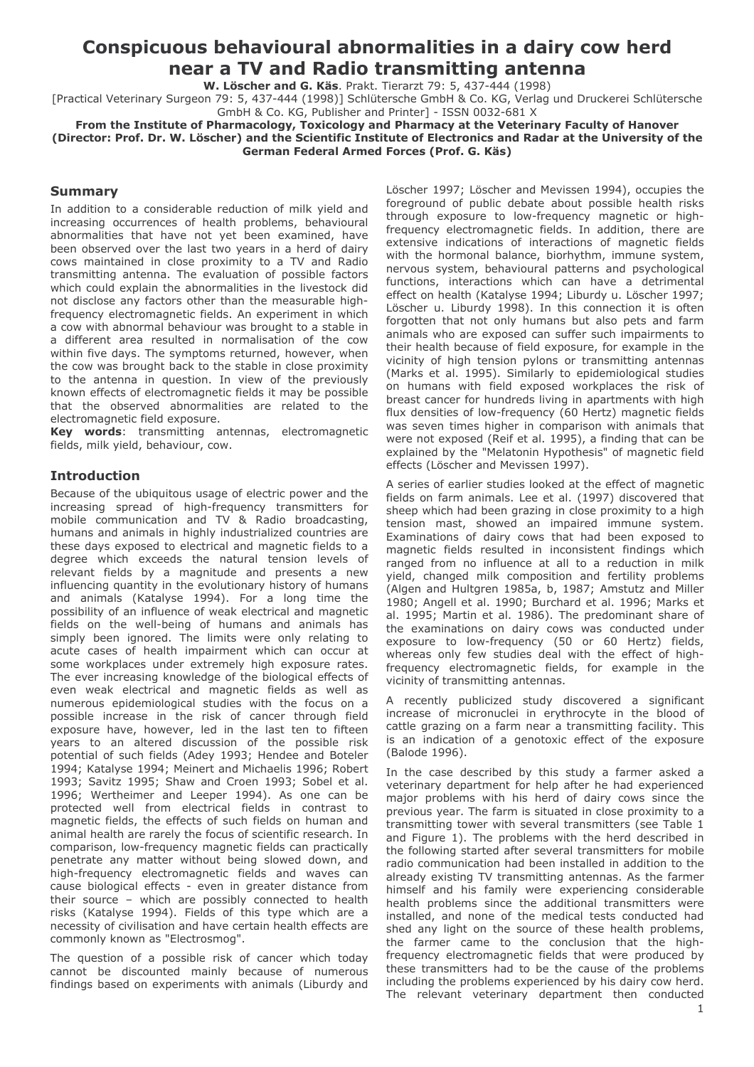# Conspicuous behavioural abnormalities in a dairy cow herd near a TV and Radio transmitting antenna

**W. Löscher and G. Käs**. Prakt. Tierarzt 79: 5, 437-444 (1998)

[Practical Veterinary Surgeon 79: 5, 437-444 (1998)] Schlütersche GmbH & Co. KG, Verlag und Druckerei Schlütersche GmbH & Co. KG, Publisher and Printer] - ISSN 0032-681 X

**From the Institute of Pharmacology, Toxicology and Pharmacy at the Veterinary Faculty of Hanover (Director: Prof. Dr. W. Löscher) and the Scientific Institute of Electronics and Radar at the University of the German Federal Armed Forces (Prof. G. Käs)**

## Summary

In addition to a considerable reduction of milk yield and increasing occurrences of health problems, behavioural abnormalities that have not yet been examined, have been observed over the last two years in a herd of dairy cows maintained in close proximity to a TV and Radio transmitting antenna. The evaluation of possible factors which could explain the abnormalities in the livestock did not disclose any factors other than the measurable high-frequency electromagnetic fields. An experiment in which a cow with abnormal behaviour was brought to a stable in a different area resulted in normalisation of the cow within five days. The symptoms returned, however, when the cow was brought back to the stable in close proximity to the antenna in question. In view of the previously known effects of electromagnetic fields it may be possible that the observed abnormalities are related to the electromagnetic field exposure.

**Key words**: transmitting antennas, electromagnetic fields, milk yield, behaviour, cow.

## Introduction

Because of the ubiquitous usage of electric power and the increasing spread of high-frequency transmitters for mobile communication and TV & Radio broadcasting, humans and animals in highly industrialized countries are these days exposed to electrical and magnetic fields to a degree which exceeds the natural tension levels of relevant fields by a magnitude and presents a new influencing quantity in the evolutionary history of humans and animals (Katalyse 1994). For a long time the possibility of an influence of weak electrical and magnetic fields on the well-being of humans and animals has simply been ignored. The limits were only relating to acute cases of health impairment which can occur at some workplaces under extremely high exposure rates. The ever increasing knowledge of the biological effects of even weak electrical and magnetic fields as well as numerous epidemiological studies with the focus on a possible increase in the risk of cancer through field exposure have, however, led in the last ten to fifteen years to an altered discussion of the possible risk potential of such fields (Adey 1993; Hendee and Boteler 1994; Katalyse 1994; Meinert and Michaelis 1996; Robert 1993; Savitz 1995; Shaw and Croen 1993; Sobel et al. 1996; Wertheimer and Leeper 1994). As one can be protected well from electrical fields in contrast to magnetic fields, the effects of such fields on human and animal health are rarely the focus of scientific research. In comparison, low-frequency magnetic fields can practically penetrate any matter without being slowed down, and high-frequency electromagnetic fields and waves can cause biological effects - even in greater distance from their source – which are possibly connected to health risks (Katalyse 1994). Fields of this type which are a necessity of civilisation and have certain health effects are commonly known as "Electrosmog".

The question of a possible risk of cancer which today cannot be discounted mainly because of numerous findings based on experiments with animals (Liburdy and Löscher 1997; Löscher and Mevissen 1994), occupies the foreground of public debate about possible health risks through exposure to low-frequency magnetic or high-frequency electromagnetic fields. In addition, there are extensive indications of interactions of magnetic fields with the hormonal balance, biorhythm, immune system, nervous system, behavioural patterns and psychological functions, interactions which can have a detrimental effect on health (Katalyse 1994; Liburdy u. Löscher 1997; Löscher u. Liburdy 1998). In this connection it is often forgotten that not only humans but also pets and farm animals who are exposed can suffer such impairments to their health because of field exposure, for example in the vicinity of high tension pylons or transmitting antennas (Marks et al. 1995). Similarly to epidemiological studies on humans with field exposed workplaces the risk of breast cancer for hundreds living in apartments with high flux densities of low-frequency (60 Hertz) magnetic fields was seven times higher in comparison with animals that were not exposed (Reif et al. 1995), a finding that can be explained by the "Melatonin Hypothesis" of magnetic field effects (Löscher and Mevissen 1997).

A series of earlier studies looked at the effect of magnetic fields on farm animals. Lee et al. (1997) discovered that sheep which had been grazing in close proximity to a high tension mast, showed an impaired immune system. Examinations of dairy cows that had been exposed to magnetic fields resulted in inconsistent findings which ranged from no influence at all to a reduction in milk yield, changed milk composition and fertility problems (Algen and Hultgren 1985a, b, 1987; Amstutz and Miller 1980; Angell et al. 1990; Burchard et al. 1996; Marks et al. 1995; Martin et al. 1986). The predominant share of the examinations on dairy cows was conducted under exposure to low-frequency (50 or 60 Hertz) fields, whereas only few studies deal with the effect of high-frequency electromagnetic fields, for example in the vicinity of transmitting antennas.

A recently publicized study discovered a significant increase of micronuclei in erythrocyte in the blood of cattle grazing on a farm near a transmitting facility. This is an indication of a genotoxic effect of the exposure (Balode 1996).

In the case described by this study a farmer asked a veterinary department for help after he had experienced major problems with his herd of dairy cows since the previous year. The farm is situated in close proximity to a transmitting tower with several transmitters (see Table 1 and Figure 1). The problems with the herd described in the following started after several transmitters for mobile radio communication had been installed in addition to the already existing TV transmitting antennas. As the farmer himself and his family were experiencing considerable health problems since the additional transmitters were installed, and none of the medical tests conducted had shed any light on the source of these health problems, the farmer came to the conclusion that the high-frequency electromagnetic fields that were produced by these transmitters had to be the cause of the problems including the problems experienced by his dairy cow herd. The relevant veterinary department then conducted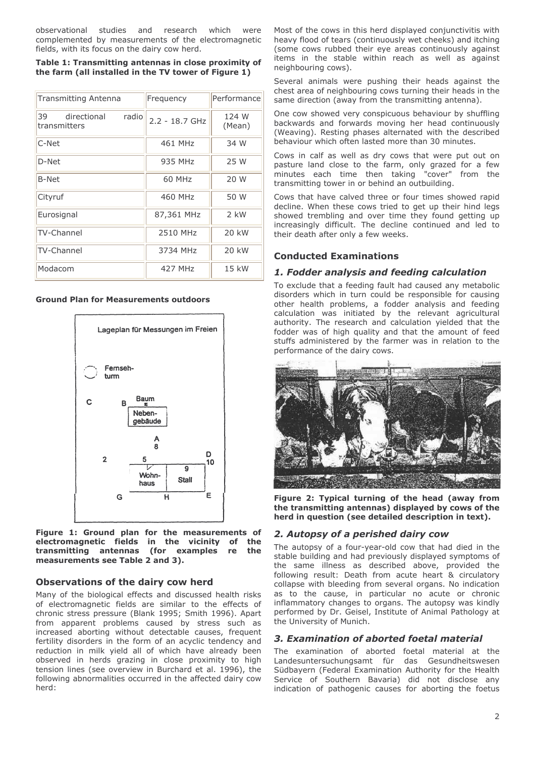observational studies and research which were complemented by measurements of the electromagnetic fields, with its focus on the dairy cow herd.

**Table 1: Transmitting antennas in close proximity of the farm (all installed in the TV tower of Figure 1)**

| Transmitting Antenna | Frequency | Performance |
|---|---|---|
| 39 directional radio transmitters | 2.2 - 18.7 GHz | 124 W (Mean) |
| C-Net | 461 MHz | 34 W |
| D-Net | 935 MHz | 25 W |
| B-Net | 60 MHz | 20 W |
| Cityruf | 460 MHz | 50 W |
| Eurosignal | 87,361 MHz | 2 kW |
| TV-Channel | 2510 MHz | 20 kW |
| TV-Channel | 3734 MHz | 20 kW |
| Modacom | 427 MHz | 15 kW |

**Ground Plan for Measurements outdoors**

**Figure 1: Ground plan for the measurements of electromagnetic fields in the vicinity of the transmitting antennas (for examples re the measurements see Table 2 and 3).**

## Observations of the dairy cow herd

Many of the biological effects and discussed health risks of electromagnetic fields are similar to the effects of chronic stress pressure (Blank 1995; Smith 1996). Apart from apparent problems caused by stress such as increased aborting without detectable causes, frequent fertility disorders in the form of an acyclic tendency and reduction in milk yield all of which have already been observed in herds grazing in close proximity to high tension lines (see overview in Burchard et al. 1996), the following abnormalities occurred in the affected dairy cow herd:

Most of the cows in this herd displayed conjunctivitis with heavy flood of tears (continuously wet cheeks) and itching (some cows rubbed their eye areas continuously against items in the stable within reach as well as against neighbouring cows).

Several animals were pushing their heads against the chest area of neighbouring cows turning their heads in the same direction (away from the transmitting antenna).

One cow showed very conspicuous behaviour by shuffling backwards and forwards moving her head continuously (Weaving). Resting phases alternated with the described behaviour which often lasted more than 30 minutes.

Cows in calf as well as dry cows that were put out on pasture land close to the farm, only grazed for a few minutes each time then taking "cover" from the transmitting tower in or behind an outbuilding.

Cows that have calved three or four times showed rapid decline. When these cows tried to get up their hind legs showed trembling and over time they found getting up increasingly difficult. The decline continued and led to their death after only a few weeks.

## Conducted Examinations

### *1. Fodder analysis and feeding calculation*

To exclude that a feeding fault had caused any metabolic disorders which in turn could be responsible for causing other health problems, a fodder analysis and feeding calculation was initiated by the relevant agricultural authority. The research and calculation yielded that the fodder was of high quality and that the amount of feed stuffs administered by the farmer was in relation to the performance of the dairy cows.

**Figure 2: Typical turning of the head (away from the transmitting antennas) displayed by cows of the herd in question (see detailed description in text).**

### *2. Autopsy of a perished dairy cow*

The autopsy of a four-year-old cow that had died in the stable building and had previously displayed symptoms of the same illness as described above, provided the following result: Death from acute heart & circulatory collapse with bleeding from several organs. No indication as to the cause, in particular no acute or chronic inflammatory changes to organs. The autopsy was kindly performed by Dr. Geisel, Institute of Animal Pathology at the University of Munich.

### *3. Examination of aborted foetal material*

The examination of aborted foetal material at the Landesuntersuchungsamt für das Gesundheitswesen Südbayern (Federal Examination Authority for the Health Service of Southern Bavaria) did not disclose any indication of pathogenic causes for aborting the foetus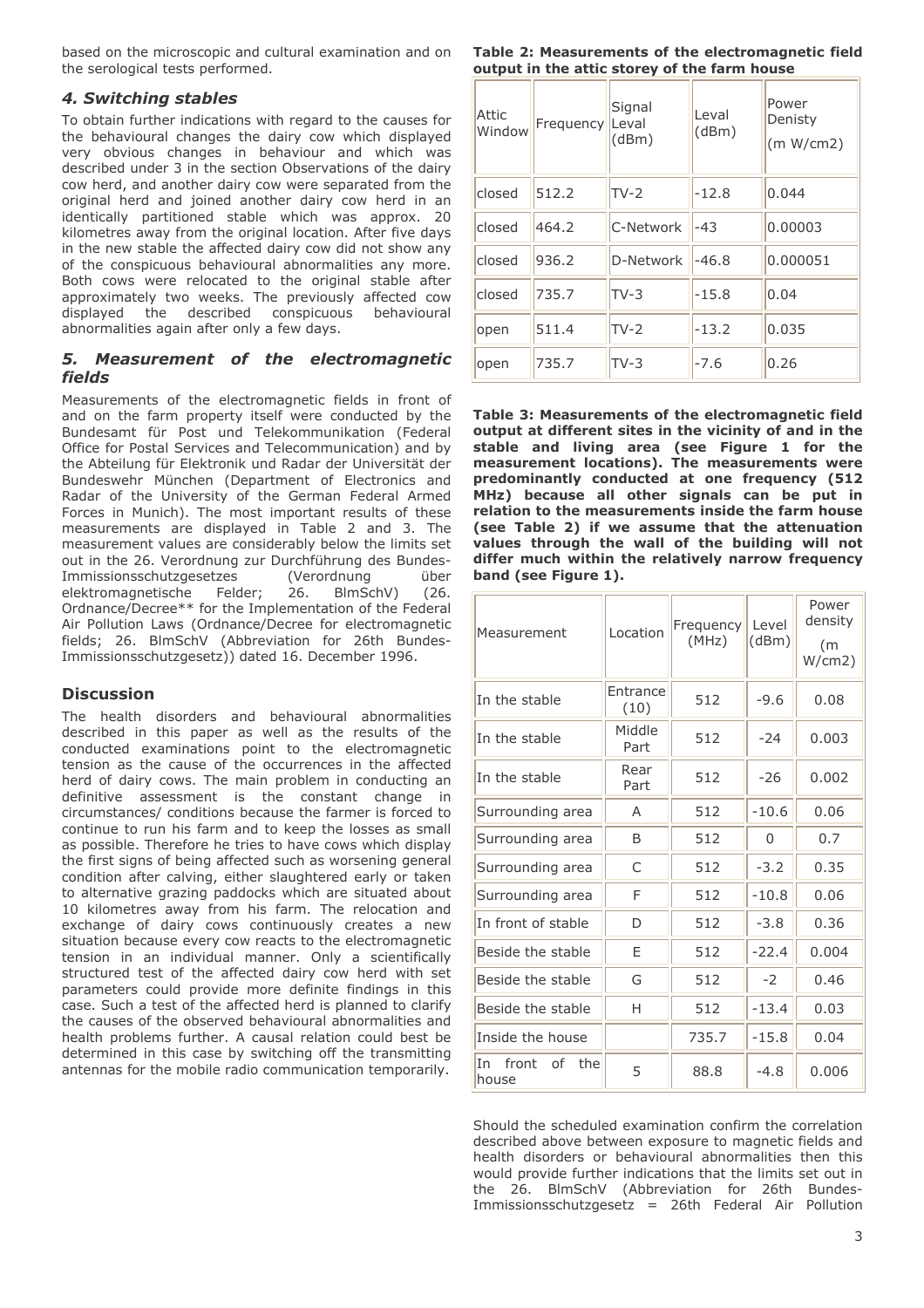based on the microscopic and cultural examination and on the serological tests performed.

### *4. Switching stables*

To obtain further indications with regard to the causes for the behavioural changes the dairy cow which displayed very obvious changes in behaviour and which was described under 3 in the section Observations of the dairy cow herd, and another dairy cow were separated from the original herd and joined another dairy cow herd in an identically partitioned stable which was approx. 20 kilometres away from the original location. After five days in the new stable the affected dairy cow did not show any of the conspicuous behavioural abnormalities any more. Both cows were relocated to the original stable after approximately two weeks. The previously affected cow displayed the described conspicuous behavioural abnormalities again after only a few days.

### *5. Measurement of the electromagnetic fields*

Measurements of the electromagnetic fields in front of and on the farm property itself were conducted by the Bundesamt für Post und Telekommunikation (Federal Office for Postal Services and Telecommunication) and by the Abteilung für Elektronik und Radar der Universität der Bundeswehr München (Department of Electronics and Radar of the University of the German Federal Armed Forces in Munich). The most important results of these measurements are displayed in Table 2 and 3. The measurement values are considerably below the limits set out in the 26. Verordnung zur Durchführung des Bundes-Immissionsschutzgesetzes (Verordnung über elektromagnetische Felder; 26. BImSchV) (26. Ordnance/Decree** for the Implementation of the Federal Air Pollution Laws (Ordnance/Decree for electromagnetic fields; 26. BImSchV (Abbreviation for 26th Bundes-Immissionsschutzgesetz)) dated 16. December 1996.

## Discussion

The health disorders and behavioural abnormalities described in this paper as well as the results of the conducted examinations point to the electromagnetic tension as the cause of the occurrences in the affected herd of dairy cows. The main problem in conducting an definitive assessment is the constant change in circumstances/ conditions because the farmer is forced to continue to run his farm and to keep the losses as small as possible. Therefore he tries to have cows which display the first signs of being affected such as worsening general condition after calving, either slaughtered early or taken to alternative grazing paddocks which are situated about 10 kilometres away from his farm. The relocation and exchange of dairy cows continuously creates a new situation because every cow reacts to the electromagnetic tension in an individual manner. Only a scientifically structured test of the affected dairy cow herd with set parameters could provide more definite findings in this case. Such a test of the affected herd is planned to clarify the causes of the observed behavioural abnormalities and health problems further. A causal relation could best be determined in this case by switching off the transmitting antennas for the mobile radio communication temporarily.

**Table 2: Measurements of the electromagnetic field output in the attic storey of the farm house**

| Attic Window | Frequency | Signal Leval (dBm) | Leval (dBm) | Power Denisty (m W/cm2) |
|---|---|---|---|---|
| closed | 512.2 | TV-2 | -12.8 | 0.044 |
| closed | 464.2 | C-Network | -43 | 0.00003 |
| closed | 936.2 | D-Network | -46.8 | 0.000051 |
| closed | 735.7 | TV-3 | -15.8 | 0.04 |
| open | 511.4 | TV-2 | -13.2 | 0.035 |
| open | 735.7 | TV-3 | -7.6 | 0.26 |

**Table 3: Measurements of the electromagnetic field output at different sites in the vicinity of and in the stable and living area (see Figure 1 for the measurement locations). The measurements were predominantly conducted at one frequency (512 MHz) because all other signals can be put in relation to the measurements inside the farm house (see Table 2) if we assume that the attenuation values through the wall of the building will not differ much within the relatively narrow frequency band (see Figure 1).**

| Measurement | Location | Frequency (MHz) | Level (dBm) | Power density (m W/cm2) |
|---|---|---|---|---|
| In the stable | Entrance (10) | 512 | -9.6 | 0.08 |
| In the stable | Middle Part | 512 | -24 | 0.003 |
| In the stable | Rear Part | 512 | -26 | 0.002 |
| Surrounding area | A | 512 | -10.6 | 0.06 |
| Surrounding area | B | 512 | 0 | 0.7 |
| Surrounding area | C | 512 | -3.2 | 0.35 |
| Surrounding area | F | 512 | -10.8 | 0.06 |
| In front of stable | D | 512 | -3.8 | 0.36 |
| Beside the stable | E | 512 | -22.4 | 0.004 |
| Beside the stable | G | 512 | -2 | 0.46 |
| Beside the stable | H | 512 | -13.4 | 0.03 |
| Inside the house | | 735.7 | -15.8 | 0.04 |
| In front of the house | 5 | 88.8 | -4.8 | 0.006 |

Should the scheduled examination confirm the correlation described above between exposure to magnetic fields and health disorders or behavioural abnormalities then this would provide further indications that the limits set out in the 26. BImSchV (Abbreviation for 26th Bundes-Immissionsschutzgesetz = 26th Federal Air Pollution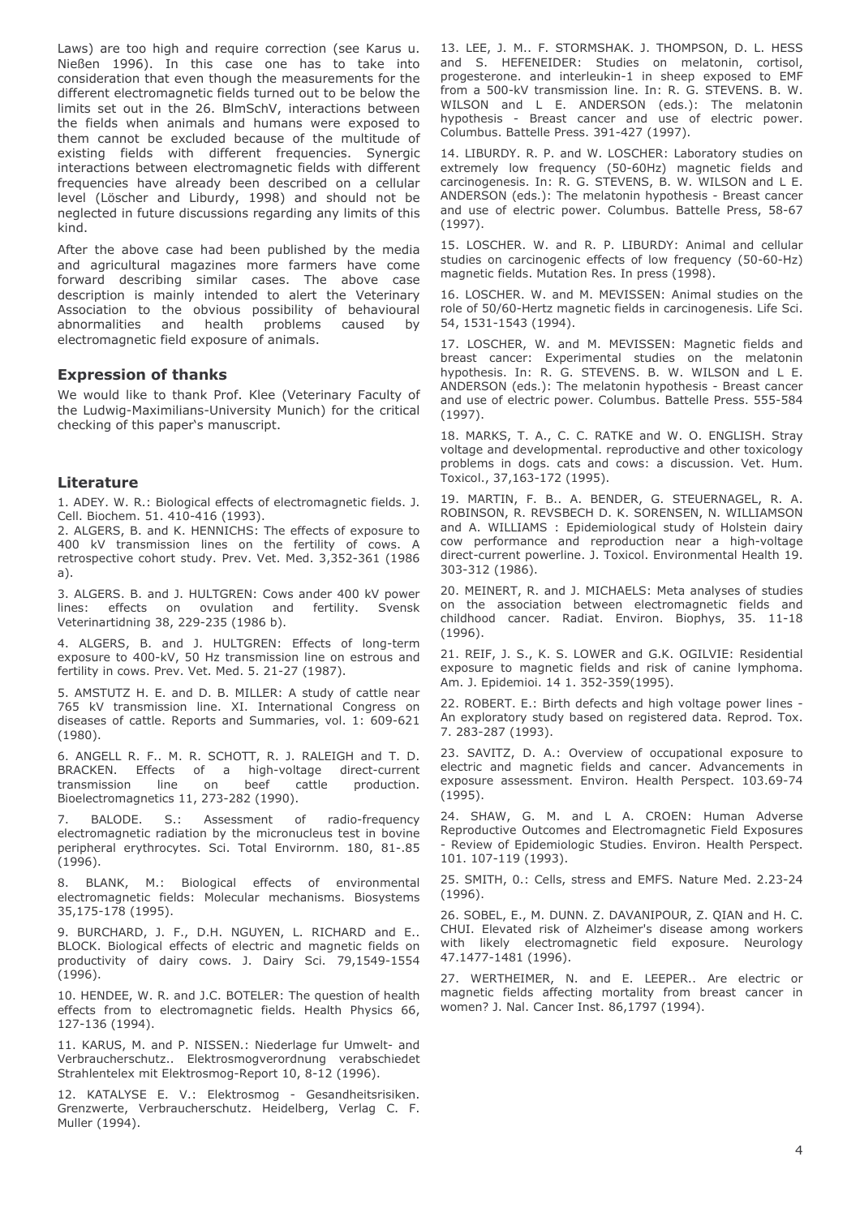Laws) are too high and require correction (see Karus u. Nießen 1996). In this case one has to take into consideration that even though the measurements for the different electromagnetic fields turned out to be below the limits set out in the 26. BlmSchV, interactions between the fields when animals and humans were exposed to them cannot be excluded because of the multitude of existing fields with different frequencies. Synergic interactions between electromagnetic fields with different frequencies have already been described on a cellular level (Löscher and Liburdy, 1998) and should not be neglected in future discussions regarding any limits of this kind.

After the above case had been published by the media and agricultural magazines more farmers have come forward describing similar cases. The above case description is mainly intended to alert the Veterinary Association to the obvious possibility of behavioural abnormalities and health problems caused by electromagnetic field exposure of animals.

## Expression of thanks

We would like to thank Prof. Klee (Veterinary Faculty of the Ludwig-Maximilians-University Munich) for the critical checking of this paper's manuscript.

## Literature

1. ADEY. W. R.: Biological effects of electromagnetic fields. J. Cell. Biochem. 51. 410-416 (1993).

2. ALGERS, B. and K. HENNICHS: The effects of exposure to 400 kV transmission lines on the fertility of cows. A retrospective cohort study. Prev. Vet. Med. 3,352-361 (1986 a).

3. ALGERS. B. and J. HULTGREN: Cows ander 400 kV power lines: effects on ovulation and fertility. Svensk Veterinartidning 38, 229-235 (1986 b).

4. ALGERS, B. and J. HULTGREN: Effects of long-term exposure to 400-kV, 50 Hz transmission line on estrous and fertility in cows. Prev. Vet. Med. 5. 21-27 (1987).

5. AMSTUTZ H. E. and D. B. MILLER: A study of cattle near 765 kV transmission line. XI. International Congress on diseases of cattle. Reports and Summaries, vol. 1: 609-621 (1980).

6. ANGELL R. F.. M. R. SCHOTT, R. J. RALEIGH and T. D. BRACKEN. Effects of a high-voltage direct-current transmission line on beef cattle production. Bioelectromagnetics 11, 273-282 (1990).

7. BALODE. S.: Assessment of radio-frequency electromagnetic radiation by the micronucleus test in bovine peripheral erythrocytes. Sci. Total Envirornm. 180, 81-.85 (1996).

8. BLANK, M.: Biological effects of environmental electromagnetic fields: Molecular mechanisms. Biosystems 35,175-178 (1995).

9. BURCHARD, J. F., D.H. NGUYEN, L. RICHARD and E.. BLOCK. Biological effects of electric and magnetic fields on productivity of dairy cows. J. Dairy Sci. 79,1549-1554 (1996).

10. HENDEE, W. R. and J.C. BOTELER: The question of health effects from to electromagnetic fields. Health Physics 66, 127-136 (1994).

11. KARUS, M. and P. NISSEN.: Niederlage fur Umwelt- and Verbraucherschutz.. Elektrosmogverordnung verabschiedet Strahlentelex mit Elektrosmog-Report 10, 8-12 (1996).

12. KATALYSE E. V.: Elektrosmog - Gesandheitsrisiken. Grenzwerte, Verbraucherschutz. Heidelberg, Verlag C. F. Muller (1994).

13. LEE, J. M.. F. STORMSHAK. J. THOMPSON, D. L. HESS and S. HEFENEIDER: Studies on melatonin, cortisol, progesterone. and interleukin-1 in sheep exposed to EMF from a 500-kV transmission line. In: R. G. STEVENS. B. W. WILSON and L E. ANDERSON (eds.): The melatonin hypothesis - Breast cancer and use of electric power. Columbus. Battelle Press. 391-427 (1997).

14. LIBURDY. R. P. and W. LOSCHER: Laboratory studies on extremely low frequency (50-60Hz) magnetic fields and carcinogenesis. In: R. G. STEVENS, B. W. WILSON and L E. ANDERSON (eds.): The melatonin hypothesis - Breast cancer and use of electric power. Columbus. Battelle Press, 58-67 (1997).

15. LOSCHER. W. and R. P. LIBURDY: Animal and cellular studies on carcinogenic effects of low frequency (50-60-Hz) magnetic fields. Mutation Res. In press (1998).

16. LOSCHER. W. and M. MEVISSEN: Animal studies on the role of 50/60-Hertz magnetic fields in carcinogenesis. Life Sci. 54, 1531-1543 (1994).

17. LOSCHER, W. and M. MEVISSEN: Magnetic fields and breast cancer: Experimental studies on the melatonin hypothesis. In: R. G. STEVENS. B. W. WILSON and L E. ANDERSON (eds.): The melatonin hypothesis - Breast cancer and use of electric power. Columbus. Battelle Press. 555-584 (1997).

18. MARKS, T. A., C. C. RATKE and W. O. ENGLISH. Stray voltage and developmental. reproductive and other toxicology problems in dogs. cats and cows: a discussion. Vet. Hum. Toxicol., 37,163-172 (1995).

19. MARTIN, F. B.. A. BENDER, G. STEUERNAGEL, R. A. ROBINSON, R. REVSBECH D. K. SORENSEN, N. WILLIAMSON and A. WILLIAMS : Epidemiological study of Holstein dairy cow performance and reproduction near a high-voltage direct-current powerline. J. Toxicol. Environmental Health 19. 303-312 (1986).

20. MEINERT, R. and J. MICHAELS: Meta analyses of studies on the association between electromagnetic fields and childhood cancer. Radiat. Environ. Biophys, 35. 11-18 (1996).

21. REIF, J. S., K. S. LOWER and G.K. OGILVIE: Residential exposure to magnetic fields and risk of canine lymphoma. Am. J. Epidemioi. 14 1. 352-359(1995).

22. ROBERT. E.: Birth defects and high voltage power lines - An exploratory study based on registered data. Reprod. Tox. 7. 283-287 (1993).

23. SAVITZ, D. A.: Overview of occupational exposure to electric and magnetic fields and cancer. Advancements in exposure assessment. Environ. Health Perspect. 103.69-74 (1995).

24. SHAW, G. M. and L A. CROEN: Human Adverse Reproductive Outcomes and Electromagnetic Field Exposures - Review of Epidemiologic Studies. Environ. Health Perspect. 101. 107-119 (1993).

25. SMITH, 0.: Cells, stress and EMFS. Nature Med. 2.23-24 (1996).

26. SOBEL, E., M. DUNN. Z. DAVANIPOUR, Z. QIAN and H. C. CHUI. Elevated risk of Alzheimer's disease among workers with likely electromagnetic field exposure. Neurology 47.1477-1481 (1996).

27. WERTHEIMER, N. and E. LEEPER.. Are electric or magnetic fields affecting mortality from breast cancer in women? J. Nal. Cancer Inst. 86,1797 (1994).